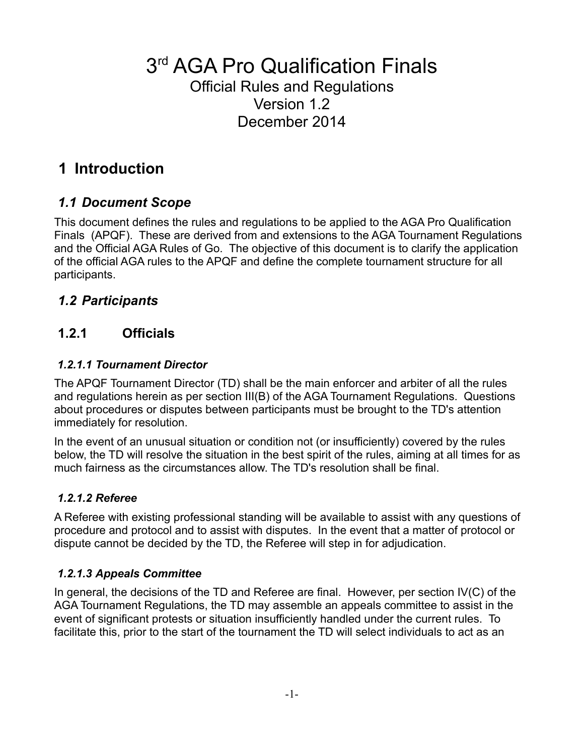# 3rd AGA Pro Qualification Finals

Official Rules and Regulations

Version 1.2

December 2014

## 1 Introduction

### *1.1 Document Scope*

This document defines the rules and regulations to be applied to the AGA Pro Qualification Finals (APQF). These are derived from and extensions to the AGA Tournament Regulations and the Official AGA Rules of Go. The objective of this document is to clarify the application of the official AGA rules to the APQF and define the complete tournament structure for all participants.

### *1.2 Participants*

### 1.2.1 Officials

#### *1.2.1.1 Tournament Director*

The APQF Tournament Director (TD) shall be the main enforcer and arbiter of all the rules and regulations herein as per section III(B) of the AGA Tournament Regulations. Questions about procedures or disputes between participants must be brought to the TD's attention immediately for resolution.

In the event of an unusual situation or condition not (or insufficiently) covered by the rules below, the TD will resolve the situation in the best spirit of the rules, aiming at all times for as much fairness as the circumstances allow. The TD's resolution shall be final.

#### *1.2.1.2 Referee*

A Referee with existing professional standing will be available to assist with any questions of procedure and protocol and to assist with disputes. In the event that a matter of protocol or dispute cannot be decided by the TD, the Referee will step in for adjudication.

#### *1.2.1.3 Appeals Committee*

In general, the decisions of the TD and Referee are final. However, per section IV(C) of the AGA Tournament Regulations, the TD may assemble an appeals committee to assist in the event of significant protests or situation insufficiently handled under the current rules. To facilitate this, prior to the start of the tournament the TD will select individuals to act as an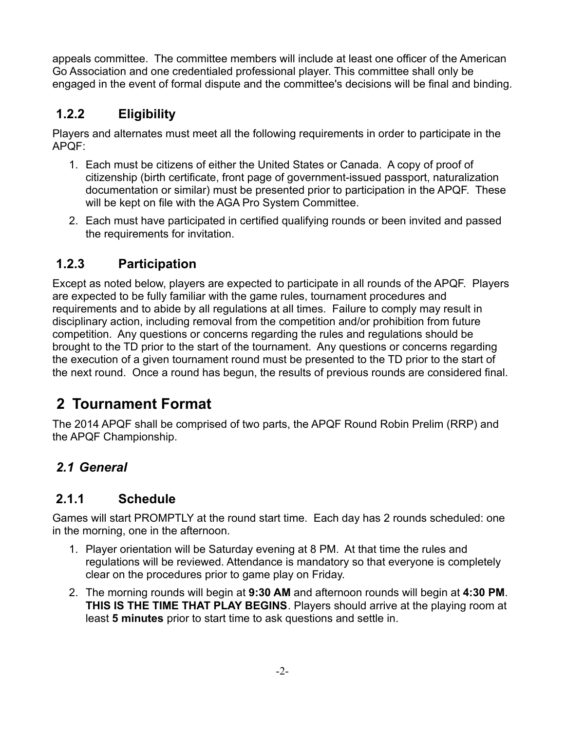appeals committee. The committee members will include at least one officer of the American Go Association and one credentialed professional player. This committee shall only be engaged in the event of formal dispute and the committee's decisions will be final and binding.

### 1.2.2 Eligibility

Players and alternates must meet all the following requirements in order to participate in the APQF:

1. Each must be citizens of either the United States or Canada. A copy of proof of citizenship (birth certificate, front page of government-issued passport, naturalization documentation or similar) must be presented prior to participation in the APQF. These will be kept on file with the AGA Pro System Committee.
2. Each must have participated in certified qualifying rounds or been invited and passed the requirements for invitation.

### 1.2.3 Participation

Except as noted below, players are expected to participate in all rounds of the APQF. Players are expected to be fully familiar with the game rules, tournament procedures and requirements and to abide by all regulations at all times. Failure to comply may result in disciplinary action, including removal from the competition and/or prohibition from future competition. Any questions or concerns regarding the rules and regulations should be brought to the TD prior to the start of the tournament. Any questions or concerns regarding the execution of a given tournament round must be presented to the TD prior to the start of the next round. Once a round has begun, the results of previous rounds are considered final.

# 2 Tournament Format

The 2014 APQF shall be comprised of two parts, the APQF Round Robin Prelim (RRP) and the APQF Championship.

## *2.1 General*

### 2.1.1 Schedule

Games will start PROMPTLY at the round start time. Each day has 2 rounds scheduled: one in the morning, one in the afternoon.

1. Player orientation will be Saturday evening at 8 PM. At that time the rules and regulations will be reviewed. Attendance is mandatory so that everyone is completely clear on the procedures prior to game play on Friday.
2. The morning rounds will begin at **9:30 AM** and afternoon rounds will begin at **4:30 PM**. **THIS IS THE TIME THAT PLAY BEGINS**. Players should arrive at the playing room at least **5 minutes** prior to start time to ask questions and settle in.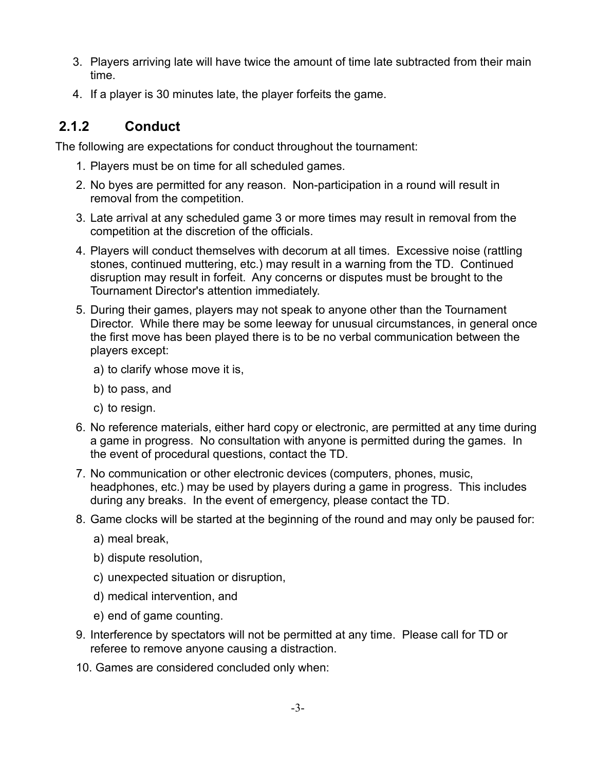3. Players arriving late will have twice the amount of time late subtracted from their main time.
4. If a player is 30 minutes late, the player forfeits the game.

### 2.1.2 Conduct

The following are expectations for conduct throughout the tournament:

1. Players must be on time for all scheduled games.
2. No byes are permitted for any reason. Non-participation in a round will result in removal from the competition.
3. Late arrival at any scheduled game 3 or more times may result in removal from the competition at the discretion of the officials.
4. Players will conduct themselves with decorum at all times. Excessive noise (rattling stones, continued muttering, etc.) may result in a warning from the TD. Continued disruption may result in forfeit. Any concerns or disputes must be brought to the Tournament Director's attention immediately.
5. During their games, players may not speak to anyone other than the Tournament Director. While there may be some leeway for unusual circumstances, in general once the first move has been played there is to be no verbal communication between the players except:
   a) to clarify whose move it is,
   b) to pass, and
   c) to resign.
6. No reference materials, either hard copy or electronic, are permitted at any time during a game in progress. No consultation with anyone is permitted during the games. In the event of procedural questions, contact the TD.
7. No communication or other electronic devices (computers, phones, music, headphones, etc.) may be used by players during a game in progress. This includes during any breaks. In the event of emergency, please contact the TD.
8. Game clocks will be started at the beginning of the round and may only be paused for:
   a) meal break,
   b) dispute resolution,
   c) unexpected situation or disruption,
   d) medical intervention, and
   e) end of game counting.
9. Interference by spectators will not be permitted at any time. Please call for TD or referee to remove anyone causing a distraction.
10. Games are considered concluded only when: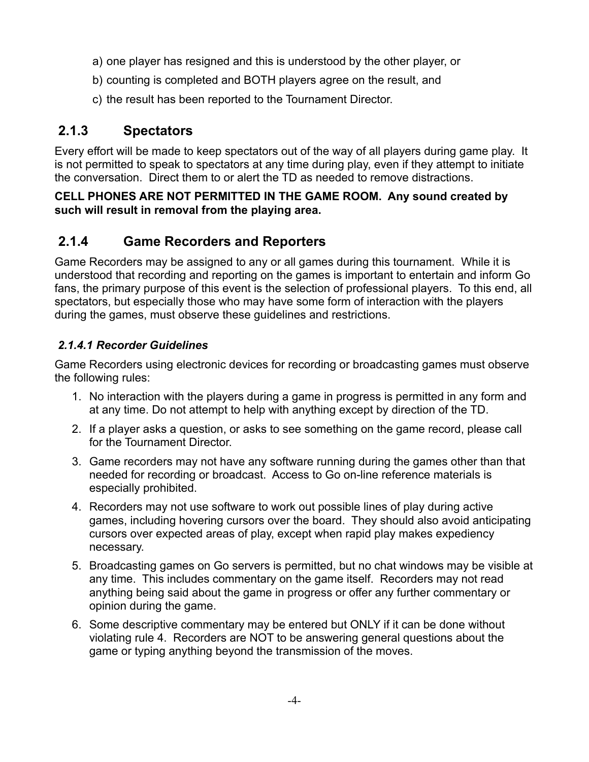a) one player has resigned and this is understood by the other player, or

b) counting is completed and BOTH players agree on the result, and

c) the result has been reported to the Tournament Director.

### 2.1.3 Spectators

Every effort will be made to keep spectators out of the way of all players during game play. It is not permitted to speak to spectators at any time during play, even if they attempt to initiate the conversation. Direct them to or alert the TD as needed to remove distractions.

**CELL PHONES ARE NOT PERMITTED IN THE GAME ROOM. Any sound created by such will result in removal from the playing area.**

### 2.1.4 Game Recorders and Reporters

Game Recorders may be assigned to any or all games during this tournament. While it is understood that recording and reporting on the games is important to entertain and inform Go fans, the primary purpose of this event is the selection of professional players. To this end, all spectators, but especially those who may have some form of interaction with the players during the games, must observe these guidelines and restrictions.

#### *2.1.4.1 Recorder Guidelines*

Game Recorders using electronic devices for recording or broadcasting games must observe the following rules:

1. No interaction with the players during a game in progress is permitted in any form and at any time. Do not attempt to help with anything except by direction of the TD.
2. If a player asks a question, or asks to see something on the game record, please call for the Tournament Director.
3. Game recorders may not have any software running during the games other than that needed for recording or broadcast. Access to Go on-line reference materials is especially prohibited.
4. Recorders may not use software to work out possible lines of play during active games, including hovering cursors over the board. They should also avoid anticipating cursors over expected areas of play, except when rapid play makes expediency necessary.
5. Broadcasting games on Go servers is permitted, but no chat windows may be visible at any time. This includes commentary on the game itself. Recorders may not read anything being said about the game in progress or offer any further commentary or opinion during the game.
6. Some descriptive commentary may be entered but ONLY if it can be done without violating rule 4. Recorders are NOT to be answering general questions about the game or typing anything beyond the transmission of the moves.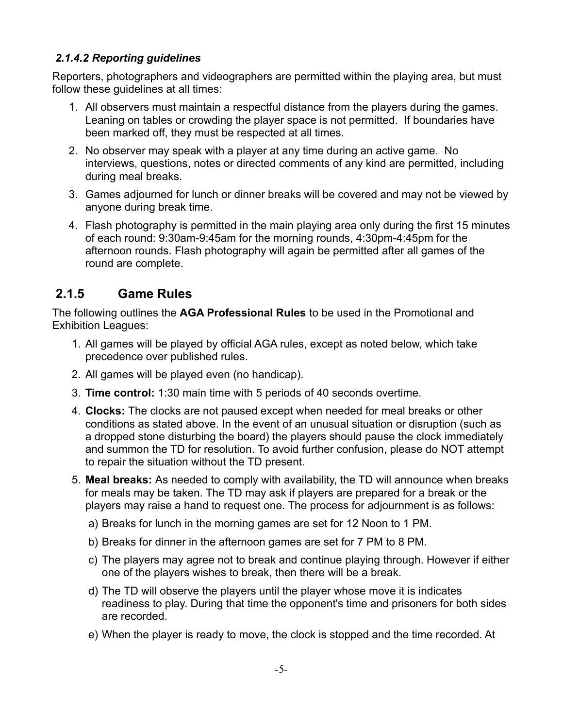#### *2.1.4.2 Reporting guidelines*

Reporters, photographers and videographers are permitted within the playing area, but must follow these guidelines at all times:

1. All observers must maintain a respectful distance from the players during the games. Leaning on tables or crowding the player space is not permitted. If boundaries have been marked off, they must be respected at all times.
2. No observer may speak with a player at any time during an active game. No interviews, questions, notes or directed comments of any kind are permitted, including during meal breaks.
3. Games adjourned for lunch or dinner breaks will be covered and may not be viewed by anyone during break time.
4. Flash photography is permitted in the main playing area only during the first 15 minutes of each round: 9:30am-9:45am for the morning rounds, 4:30pm-4:45pm for the afternoon rounds. Flash photography will again be permitted after all games of the round are complete.

### 2.1.5 Game Rules

The following outlines the **AGA Professional Rules** to be used in the Promotional and Exhibition Leagues:

1. All games will be played by official AGA rules, except as noted below, which take precedence over published rules.
2. All games will be played even (no handicap).
3. **Time control:** 1:30 main time with 5 periods of 40 seconds overtime.
4. **Clocks:** The clocks are not paused except when needed for meal breaks or other conditions as stated above. In the event of an unusual situation or disruption (such as a dropped stone disturbing the board) the players should pause the clock immediately and summon the TD for resolution. To avoid further confusion, please do NOT attempt to repair the situation without the TD present.
5. **Meal breaks:** As needed to comply with availability, the TD will announce when breaks for meals may be taken. The TD may ask if players are prepared for a break or the players may raise a hand to request one. The process for adjournment is as follows:
   a) Breaks for lunch in the morning games are set for 12 Noon to 1 PM.
   b) Breaks for dinner in the afternoon games are set for 7 PM to 8 PM.
   c) The players may agree not to break and continue playing through. However if either one of the players wishes to break, then there will be a break.
   d) The TD will observe the players until the player whose move it is indicates readiness to play. During that time the opponent's time and prisoners for both sides are recorded.
   e) When the player is ready to move, the clock is stopped and the time recorded. At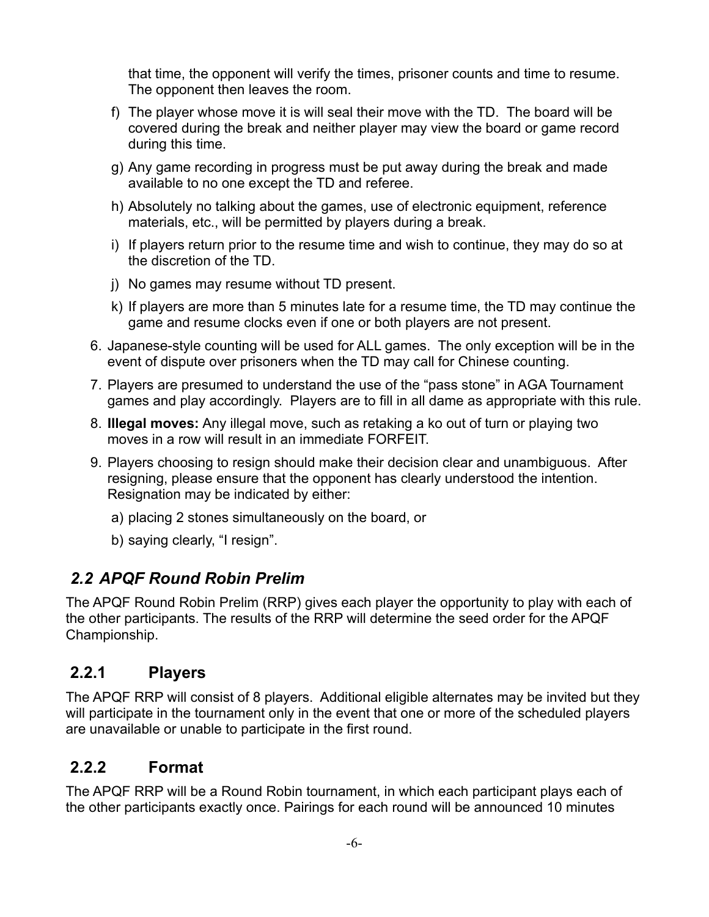that time, the opponent will verify the times, prisoner counts and time to resume. The opponent then leaves the room.

f) The player whose move it is will seal their move with the TD. The board will be covered during the break and neither player may view the board or game record during this time.

g) Any game recording in progress must be put away during the break and made available to no one except the TD and referee.

h) Absolutely no talking about the games, use of electronic equipment, reference materials, etc., will be permitted by players during a break.

i) If players return prior to the resume time and wish to continue, they may do so at the discretion of the TD.

j) No games may resume without TD present.

k) If players are more than 5 minutes late for a resume time, the TD may continue the game and resume clocks even if one or both players are not present.

6. Japanese-style counting will be used for ALL games. The only exception will be in the event of dispute over prisoners when the TD may call for Chinese counting.
7. Players are presumed to understand the use of the "pass stone" in AGA Tournament games and play accordingly. Players are to fill in all dame as appropriate with this rule.
8. **Illegal moves:** Any illegal move, such as retaking a ko out of turn or playing two moves in a row will result in an immediate FORFEIT.
9. Players choosing to resign should make their decision clear and unambiguous. After resigning, please ensure that the opponent has clearly understood the intention. Resignation may be indicated by either:

   a) placing 2 stones simultaneously on the board, or

   b) saying clearly, "I resign".

## *2.2 APQF Round Robin Prelim*

The APQF Round Robin Prelim (RRP) gives each player the opportunity to play with each of the other participants. The results of the RRP will determine the seed order for the APQF Championship.

### 2.2.1 Players

The APQF RRP will consist of 8 players. Additional eligible alternates may be invited but they will participate in the tournament only in the event that one or more of the scheduled players are unavailable or unable to participate in the first round.

### 2.2.2 Format

The APQF RRP will be a Round Robin tournament, in which each participant plays each of the other participants exactly once. Pairings for each round will be announced 10 minutes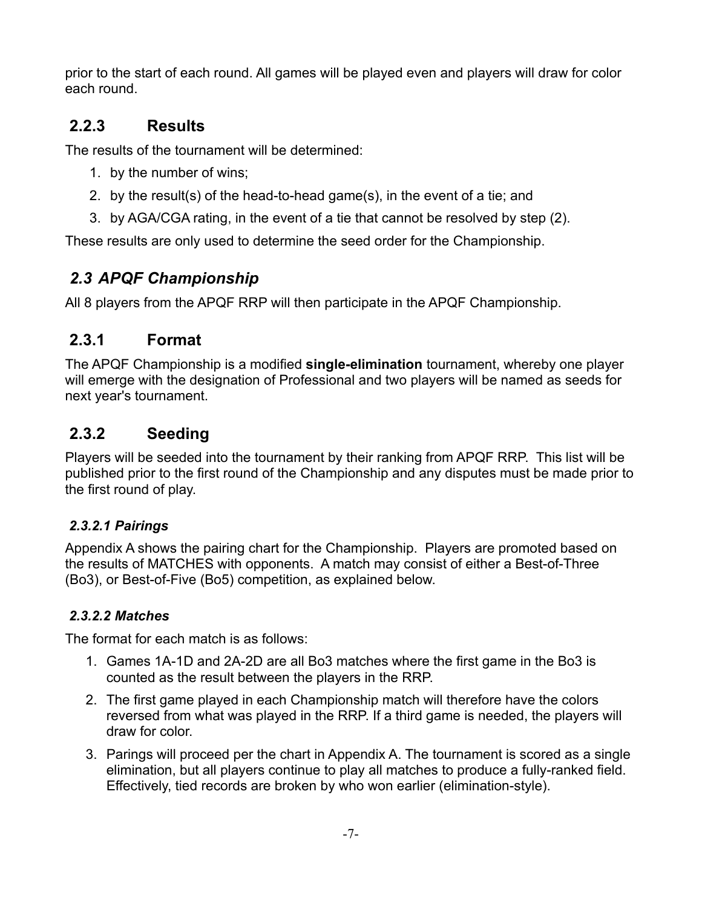prior to the start of each round. All games will be played even and players will draw for color each round.

### 2.2.3 Results

The results of the tournament will be determined:

1. by the number of wins;
2. by the result(s) of the head-to-head game(s), in the event of a tie; and
3. by AGA/CGA rating, in the event of a tie that cannot be resolved by step (2).

These results are only used to determine the seed order for the Championship.

## *2.3 APQF Championship*

All 8 players from the APQF RRP will then participate in the APQF Championship.

### 2.3.1 Format

The APQF Championship is a modified **single-elimination** tournament, whereby one player will emerge with the designation of Professional and two players will be named as seeds for next year's tournament.

### 2.3.2 Seeding

Players will be seeded into the tournament by their ranking from APQF RRP. This list will be published prior to the first round of the Championship and any disputes must be made prior to the first round of play.

#### *2.3.2.1 Pairings*

Appendix A shows the pairing chart for the Championship. Players are promoted based on the results of MATCHES with opponents. A match may consist of either a Best-of-Three (Bo3), or Best-of-Five (Bo5) competition, as explained below.

#### *2.3.2.2 Matches*

The format for each match is as follows:

1. Games 1A-1D and 2A-2D are all Bo3 matches where the first game in the Bo3 is counted as the result between the players in the RRP.
2. The first game played in each Championship match will therefore have the colors reversed from what was played in the RRP. If a third game is needed, the players will draw for color.
3. Parings will proceed per the chart in Appendix A. The tournament is scored as a single elimination, but all players continue to play all matches to produce a fully-ranked field. Effectively, tied records are broken by who won earlier (elimination-style).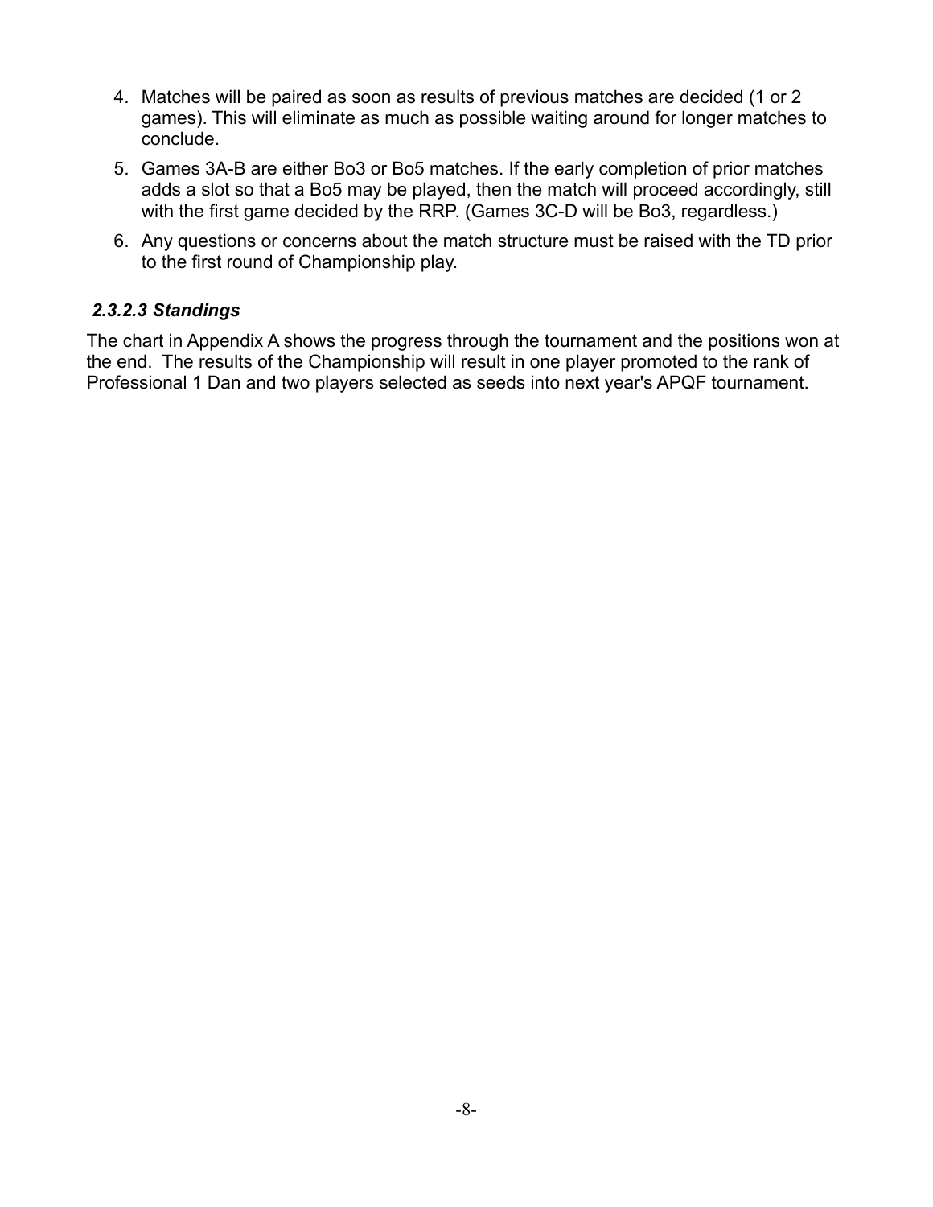4. Matches will be paired as soon as results of previous matches are decided (1 or 2 games). This will eliminate as much as possible waiting around for longer matches to conclude.
5. Games 3A-B are either Bo3 or Bo5 matches. If the early completion of prior matches adds a slot so that a Bo5 may be played, then the match will proceed accordingly, still with the first game decided by the RRP. (Games 3C-D will be Bo3, regardless.)
6. Any questions or concerns about the match structure must be raised with the TD prior to the first round of Championship play.

#### *2.3.2.3 Standings*

The chart in Appendix A shows the progress through the tournament and the positions won at the end. The results of the Championship will result in one player promoted to the rank of Professional 1 Dan and two players selected as seeds into next year's APQF tournament.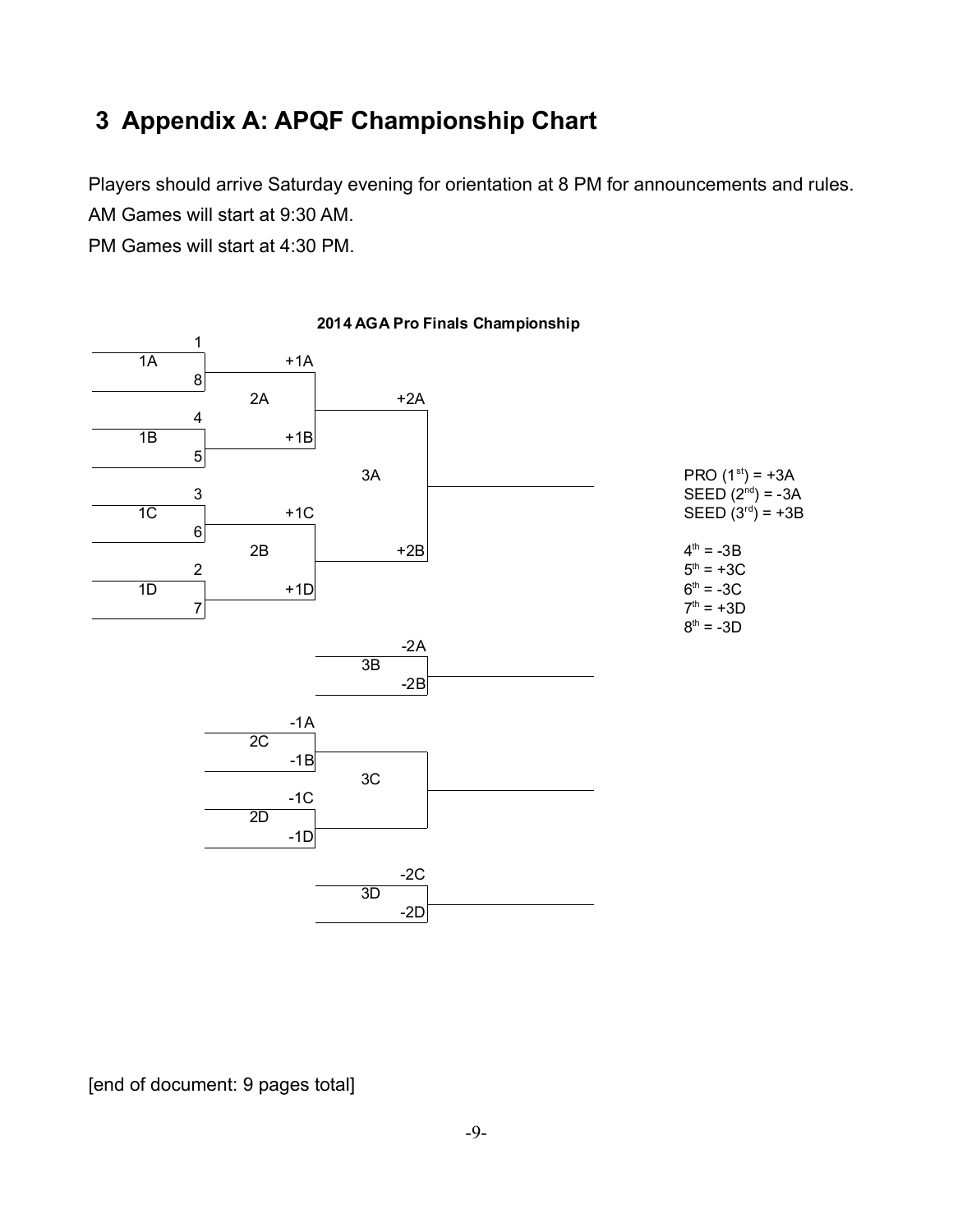# 3 Appendix A: APQF Championship Chart

Players should arrive Saturday evening for orientation at 8 PM for announcements and rules.

AM Games will start at 9:30 AM.

PM Games will start at 4:30 PM.

**2014 AGA Pro Finals Championship**

1
1A
8
4
1B
5
3
1C
6
2
1D
7

+1A
2A
+1B
+1C
2B
+1D

+2A
3A
+2B

-2A
3B
-2B

-1A
2C
-1B
-1C
2D
-1D

3C

-2C
3D
-2D

PRO (1st) = +3A
SEED (2nd) = -3A
SEED (3rd) = +3B

4th = -3B
5th = +3C
6th = -3C
7th = +3D
8th = -3D

[end of document: 9 pages total]